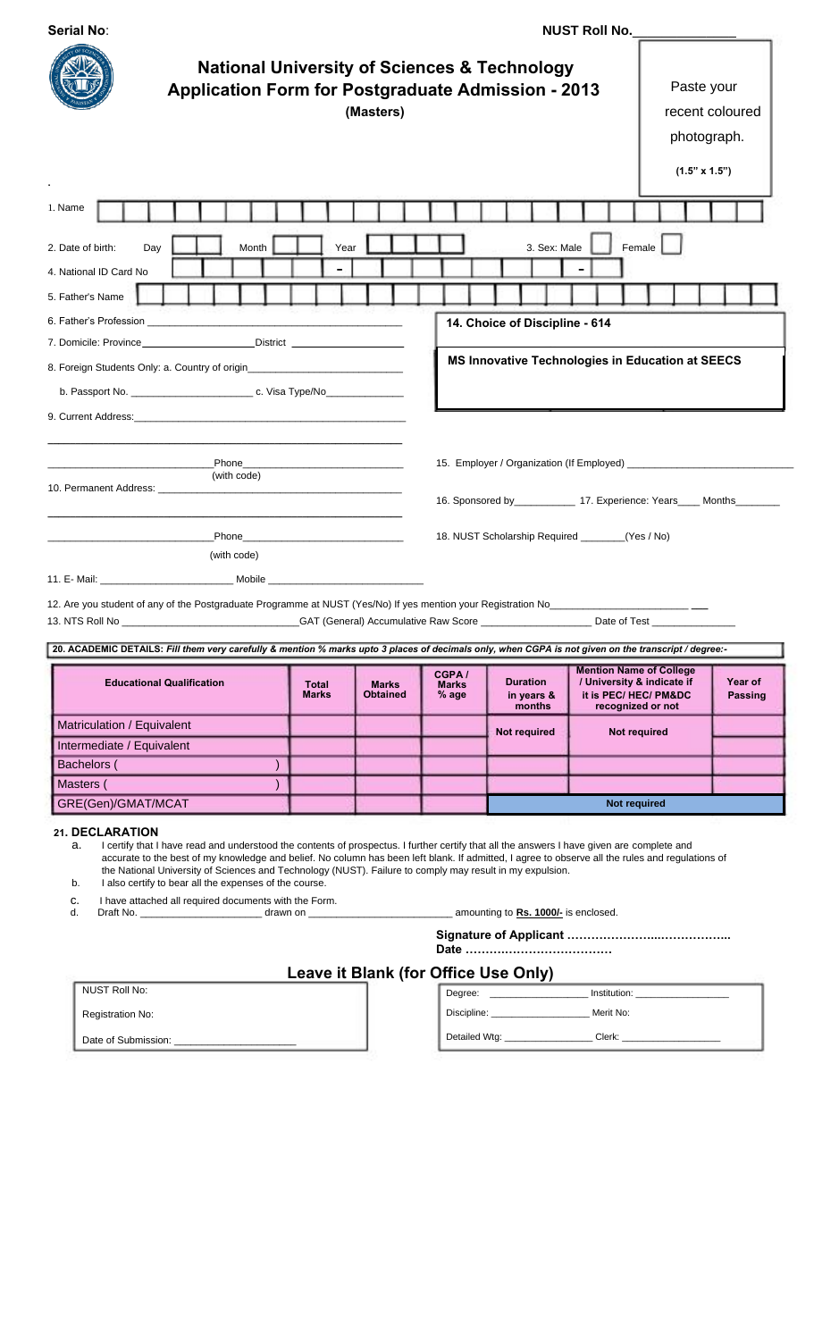**Serial No**:

**NUST Roll No.**\_\_\_\_\_\_\_\_\_\_\_\_\_\_

# National University of Sciences & Technology
## Application Form for Postgraduate Admission - 2013
**(Masters)**

Paste your recent coloured photograph.

**(1.5" x 1.5")**

1. Name

2. Date of birth: Day Month Year

3. Sex: Male Female

4. National ID Card No -  -

5. Father's Name

6. Father's Profession \_\_\_\_\_\_\_\_\_\_\_\_\_\_\_\_\_\_\_\_\_\_\_\_\_\_\_\_\_\_\_\_\_\_\_\_\_\_\_\_\_\_\_\_

7. Domicile: Province\_\_\_\_\_\_\_\_\_\_\_\_\_\_\_\_\_\_\_\_District \_\_\_\_\_\_\_\_\_\_\_\_\_\_\_\_\_\_\_\_\_

8. Foreign Students Only: a. Country of origin\_\_\_\_\_\_\_\_\_\_\_\_\_\_\_\_\_\_\_\_\_\_\_\_\_\_\_\_

b. Passport No. \_\_\_\_\_\_\_\_\_\_\_\_\_\_\_\_\_\_\_\_\_\_ c. Visa Type/No\_\_\_\_\_\_\_\_\_\_\_\_\_\_

9. Current Address:\_\_\_\_\_\_\_\_\_\_\_\_\_\_\_\_\_\_\_\_\_\_\_\_\_\_\_\_\_\_\_\_\_\_\_\_\_\_\_\_\_\_\_\_\_\_\_\_\_\_\_\_

\_\_\_\_\_\_\_\_\_\_\_\_\_\_\_\_\_\_\_\_\_\_\_\_\_\_\_\_Phone\_\_\_\_\_\_\_\_\_\_\_\_\_\_\_\_\_\_\_\_\_\_\_\_\_\_\_\_\_\_
(with code)

10. Permanent Address: \_\_\_\_\_\_\_\_\_\_\_\_\_\_\_\_\_\_\_\_\_\_\_\_\_\_\_\_\_\_\_\_\_\_\_\_\_\_\_\_\_\_\_\_\_\_\_\_

\_\_\_\_\_\_\_\_\_\_\_\_\_\_\_\_\_\_\_\_\_\_\_\_\_\_\_\_Phone\_\_\_\_\_\_\_\_\_\_\_\_\_\_\_\_\_\_\_\_\_\_\_\_\_\_\_\_\_\_
(with code)

11. E- Mail: \_\_\_\_\_\_\_\_\_\_\_\_\_\_\_\_\_\_\_\_\_\_\_\_ Mobile \_\_\_\_\_\_\_\_\_\_\_\_\_\_\_\_\_\_\_\_\_\_\_\_\_\_\_\_

**14. Choice of Discipline - 614**

**MS Innovative Technologies in Education at SEECS**

15. Employer / Organization (If Employed) \_\_\_\_\_\_\_\_\_\_\_\_\_\_\_\_\_\_\_\_\_\_\_\_\_\_\_\_\_\_\_

16. Sponsored by\_\_\_\_\_\_\_\_\_\_\_ 17. Experience: Years\_\_\_\_ Months\_\_\_\_\_\_\_\_

18. NUST Scholarship Required \_\_\_\_\_\_\_\_(Yes / No)

12. Are you student of any of the Postgraduate Programme at NUST (Yes/No) If yes mention your Registration No\_\_\_\_\_\_\_\_\_\_\_\_\_\_\_\_\_\_\_\_\_\_\_\_\_\_

13. NTS Roll No \_\_\_\_\_\_\_\_\_\_\_\_\_\_\_\_\_\_\_\_\_\_\_\_\_\_\_\_\_\_\_\_\_GAT (General) Accumulative Raw Score \_\_\_\_\_\_\_\_\_\_\_\_\_\_\_\_\_\_\_\_ Date of Test \_\_\_\_\_\_\_\_\_\_\_\_\_\_\_

**20. ACADEMIC DETAILS:** ***Fill them very carefully & mention % marks upto 3 places of decimals only, when CGPA is not given on the transcript / degree:-***

| Educational Qualification | Total Marks | Marks Obtained | CGPA / Marks % age | Duration in years & months | Mention Name of College / University & indicate if it is PEC/ HEC/ PM&DC recognized or not | Year of Passing |
|---|---|---|---|---|---|---|
| Matriculation / Equivalent | | | | Not required | Not required | |
| Intermediate / Equivalent | | | | | | |
| Bachelors ( ) | | | | | | |
| Masters ( ) | | | | | | |
| GRE(Gen)/GMAT/MCAT | | | | Not required | | |

### 21. DECLARATION

a. I certify that I have read and understood the contents of prospectus. I further certify that all the answers I have given are complete and accurate to the best of my knowledge and belief. No column has been left blank. If admitted, I agree to observe all the rules and regulations of the National University of Sciences and Technology (NUST). Failure to comply may result in my expulsion.

b. I also certify to bear all the expenses of the course.

c. I have attached all required documents with the Form.

d. Draft No. \_\_\_\_\_\_\_\_\_\_\_\_\_\_\_\_\_\_\_\_\_\_ drawn on \_\_\_\_\_\_\_\_\_\_\_\_\_\_\_\_\_\_\_\_\_\_\_\_\_\_ amounting to **Rs. 1000/-** is enclosed.

**Signature of Applicant ………………….....……………..**
**Date ……………………………….**

## Leave it Blank (for Office Use Only)

NUST Roll No:

Registration No:

Date of Submission: \_\_\_\_\_\_\_\_\_\_\_\_\_\_\_\_\_\_\_\_\_\_

Degree: \_\_\_\_\_\_\_\_\_\_\_\_\_\_\_\_\_\_\_ Institution: \_\_\_\_\_\_\_\_\_\_\_\_\_\_\_\_\_\_

Discipline: \_\_\_\_\_\_\_\_\_\_\_\_\_\_\_\_\_\_\_ Merit No:

Detailed Wtg: \_\_\_\_\_\_\_\_\_\_\_\_\_\_\_\_\_ Clerk: \_\_\_\_\_\_\_\_\_\_\_\_\_\_\_\_\_\_\_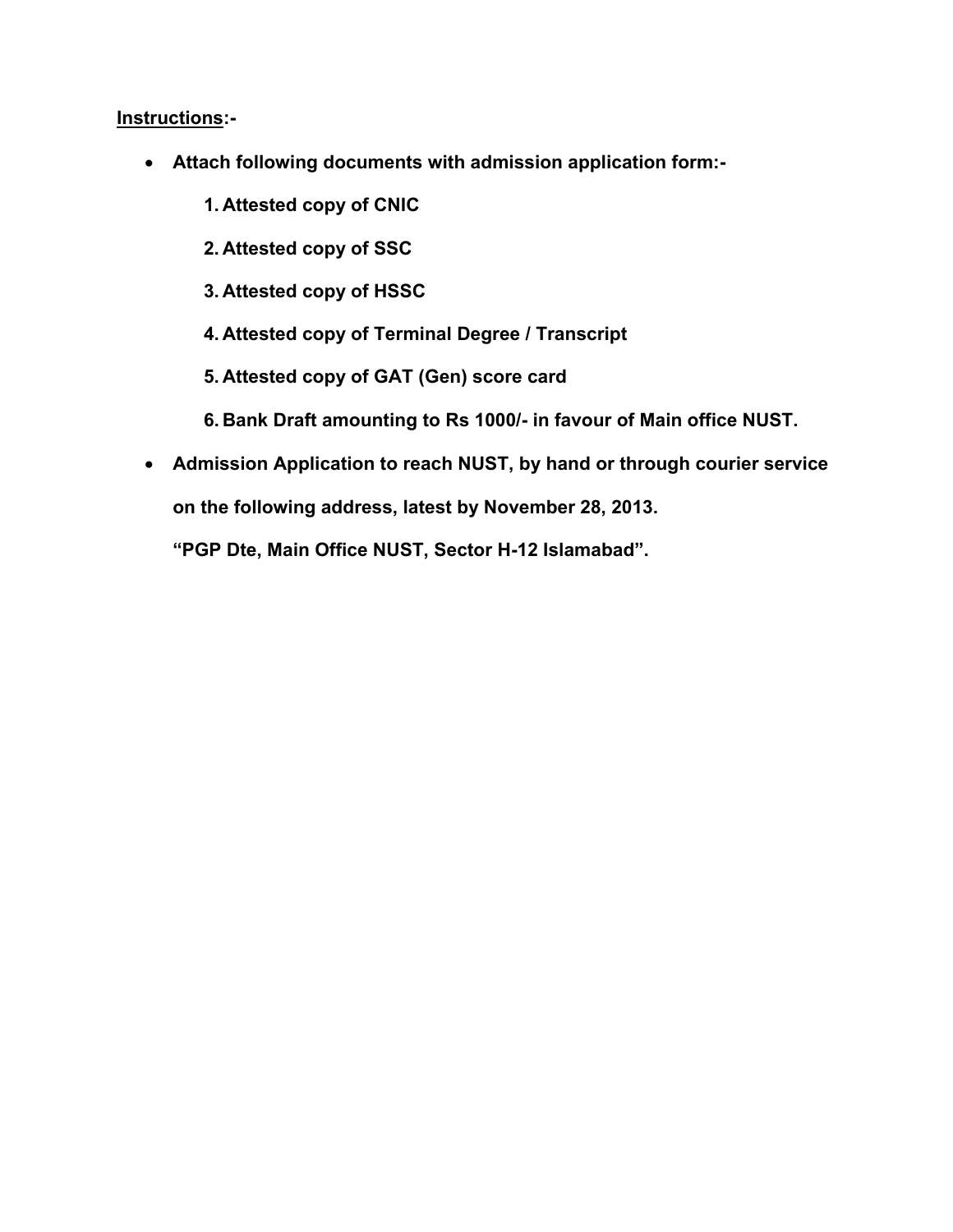**<u>Instructions</u>:-**

- **Attach following documents with admission application form:-**
  1. **Attested copy of CNIC**
  2. **Attested copy of SSC**
  3. **Attested copy of HSSC**
  4. **Attested copy of Terminal Degree / Transcript**
  5. **Attested copy of GAT (Gen) score card**
  6. **Bank Draft amounting to Rs 1000/- in favour of Main office NUST.**
- **Admission Application to reach NUST, by hand or through courier service on the following address, latest by November 28, 2013.**

  **"PGP Dte, Main Office NUST, Sector H-12 Islamabad".**